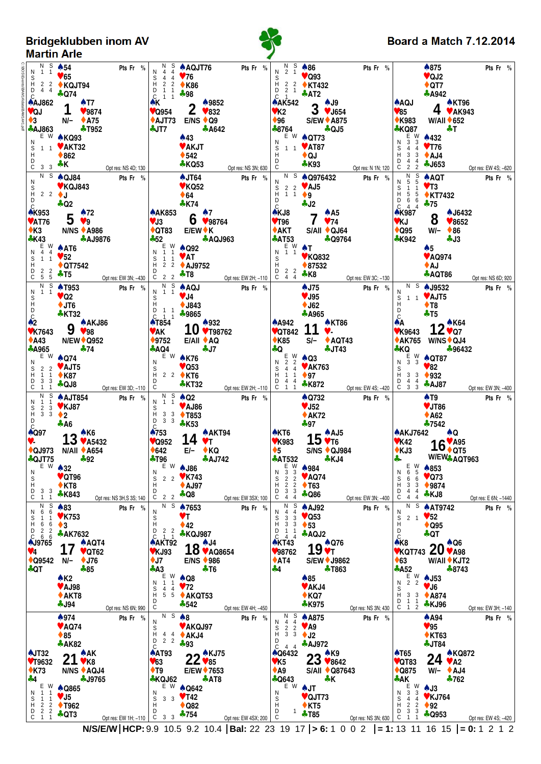# Bridgeklubben inom AV
## Martin Arle

**Board a Match 7.12.2014**

| Board | Dealer/Vul | North | West | East | South | Optimum |
|---|---|---|---|---|---|---|
| 1 | N/– | ♠54 ♥65 ♦KQT94 ♣Q74 | ♠AJ862 ♥QJ ♦3 ♣AJ863 | ♠T7 ♥9874 ♦A75 ♣T952 | ♠KQ93 ♥AKT32 ♦862 ♣K | NS 4D; 130 |
| 2 | E/NS | ♠AQJT76 ♥76 ♦K86 ♣98 | ♠K ♥Q954 ♦AJT73 ♣JT7 | ♠9852 ♥832 ♦Q9 ♣A642 | ♠43 ♥AKJT ♦542 ♣KQ53 | NS 3N; 630 |
| 3 | S/EW | ♠86 ♥Q93 ♦KT432 ♣AT2 | ♠AK542 ♥K2 ♦96 ♣8764 | ♠J9 ♥J654 ♦A875 ♣QJ5 | ♠QT73 ♥AT87 ♦QJ ♣K93 | N 1N; 120 |
| 4 | W/All | ♠875 ♥QJ2 ♦QT7 ♣A942 | ♠AQJ ♥85 ♦K983 ♣KQ87 | ♠KT96 ♥AK943 ♦652 ♣T | ♠432 ♥T76 ♦AJ4 ♣J653 | EW 4S; −620 |
| 5 | N/NS | ♠QJ84 ♥KQJ843 ♦J ♣Q2 | ♠K953 ♥AT76 ♦K3 ♣K43 | ♠72 ♥9 ♦A986 ♣AJ9876 | ♠AT6 ♥52 ♦QT7542 ♣T5 | EW 3N; −430 |
| 6 | E/EW | ♠JT64 ♥KQ52 ♦64 ♣K74 | ♠AK853 ♥J3 ♦QT83 ♣52 | ♠7 ♥98764 ♦K ♣AQJ963 | ♠Q92 ♥AT ♦AJ9752 ♣T8 | EW 2H; −110 |
| 7 | S/All | ♠Q976432 ♥AJ5 ♦9 ♣J2 | ♠KJ8 ♥T96 ♦AKT ♣AT53 | ♠A5 ♥74 ♦QJ64 ♣Q9764 | ♠T ♥KQ832 ♦87532 ♣K8 | EW 3C; −130 |
| 8 | W/– | ♠AQT ♥T3 ♦KT7432 ♣75 | ♠K987 ♥KJ ♦Q95 ♣K942 | ♠J6432 ♥8652 ♦86 ♣J3 | ♠5 ♥AQ974 ♦AJ ♣AQT86 | NS 6D; 920 |
| 9 | N/EW | ♠T953 ♥Q2 ♦JT6 ♣KT32 | ♠2 ♥K7643 ♦A43 ♣A965 | ♠AKJ86 ♥98 ♦Q952 ♣74 | ♠Q74 ♥AJT5 ♦K87 ♣QJ8 | EW 3D; −110 |
| 10 | E/All | ♠AQJ ♥J4 ♦J843 ♣9865 | ♠T854 ♥AK ♦9752 ♣AQ4 | ♠932 ♥T98762 ♦AQ ♣J7 | ♠K76 ♥Q53 ♦KT6 ♣KT32 | EW 2H; −110 |
| 11 | S/– | ♠J75 ♥J95 ♦J62 ♣A965 | ♠A942 ♥QT842 ♦K85 ♣Q | ♠KT86 ♥- ♦AQT43 ♣JT43 | ♠Q3 ♥AK763 ♦97 ♣K872 | EW 4S; −420 |
| 12 | W/NS | ♠J9532 ♥AJT5 ♦T8 ♣T5 | ♠A ♥K9643 ♦AK765 ♣KQ | ♠K64 ♥Q7 ♦QJ4 ♣96432 | ♠QT87 ♥82 ♦932 ♣AJ87 | EW 3N; −400 |
| 13 | N/All | ♠AJT854 ♥KJ87 ♦2 ♣A6 | ♠Q97 ♥- ♦QJ973 ♣QJT75 | ♠K6 ♥A5432 ♦A654 ♣92 | ♠32 ♥QT96 ♦KT8 ♣K843 | NS 3H,3S; 140 |
| 14 | E/– | ♠Q2 ♥AJ86 ♦T853 ♣K53 | ♠753 ♥Q952 ♦642 ♣T96 | ♠AKT94 ♥T ♦KQ ♣AJ742 | ♠J86 ♥K743 ♦AJ97 ♣Q8 | EW 3S×; 100 |
| 15 | S/NS | ♠Q732 ♥J52 ♦AK72 ♣97 | ♠KT6 ♥K983 ♦5 ♣AT532 | ♠AJ5 ♥T6 ♦QJ984 ♣KJ4 | ♠984 ♥AQ74 ♦T63 ♣Q86 | EW 3N; −400 |
| 16 | W/EW | ♠T9 ♥JT86 ♦A62 ♣7542 | ♠AKJ7642 ♥K42 ♦KJ3 ♣- | ♠Q ♥A95 ♦QT5 ♣AQT963 | ♠853 ♥Q73 ♦9874 ♣KJ8 | E 6N; −1440 |
| 17 | N/– | ♠83 ♥K753 ♦3 ♣AK7632 | ♠J9765 ♥4 ♦Q9542 ♣QT | ♠AQT4 ♥QT62 ♦J76 ♣85 | ♠K2 ♥AJ98 ♦AKT8 ♣J94 | NS 6N; 990 |
| 18 | E/NS | ♠7653 ♥T ♦42 ♣KQJ987 | ♠AKT92 ♥KJ93 ♦J7 ♣A3 | ♠J4 ♥AQ8654 ♦986 ♣T6 | ♠Q8 ♥72 ♦AKQT53 ♣542 | EW 4H; −450 |
| 19 | S/EW | ♠AJ92 ♥Q53 ♦53 ♣AQJ2 | ♠KT43 ♥98762 ♦AT4 ♣4 | ♠Q76 ♥T ♦J9862 ♣T863 | ♠85 ♥AKJ4 ♦KQ7 ♣K975 | NS 3N; 430 |
| 20 | W/All | ♠AT9742 ♥52 ♦Q95 ♣QT | ♠K8 ♥KQT743 ♦63 ♣A52 | ♠Q6 ♥A98 ♦KJT2 ♣8743 | ♠J53 ♥J6 ♦A874 ♣KJ96 | EW 3H; −140 |
| 21 | N/NS | ♠974 ♥AQ74 ♦85 ♣AK82 | ♠JT32 ♥T9632 ♦K73 ♣4 | ♠AK ♥K8 ♦AQJ4 ♣J9765 | ♠Q865 ♥J5 ♦T962 ♣QT3 | EW 1H; −110 |
| 22 | E/EW | ♠8 ♥AKQJ97 ♦AKJ4 ♣93 | ♠AT93 ♥63 ♦T9 ♣KQJ62 | ♠KJ75 ♥85 ♦7653 ♣AT8 | ♠Q642 ♥T42 ♦Q82 ♣754 | EW 4S×; 200 |
| 23 | S/All | ♠A875 ♥A9 ♦J2 ♣AJ972 | ♠Q6432 ♥K5 ♦A9 ♣Q643 | ♠K9 ♥8642 ♦Q87643 ♣K | ♠JT ♥QJT73 ♦KT5 ♣T85 | NS 3N; 630 |
| 24 | W/– | ♠A94 ♥95 ♦KT63 ♣JT84 | ♠T65 ♥QT83 ♦Q875 ♣AK | ♠KQ872 ♥A2 ♦AJ4 ♣762 | ♠J3 ♥KJ764 ♦92 ♣Q953 | EW 4S; −420 |

## Makeable contracts (tricks over book; N S / E W)

| Board | NS: NT | NS: ♠ | NS: ♥ | NS: ♦ | NS: ♣ | EW: NT | EW: ♠ | EW: ♥ | EW: ♦ | EW: ♣ |
|---|---|---|---|---|---|---|---|---|---|---|
| 1 | 1 1 | | 2 2 | 4 4 | | | 1 1 | | | 3 3 |
| 2 | 4 4 | 4 4 | 2 2 | 1 1 | 1 1 | | | | | |
| 3 | 2 1 | | 2 2 | 2 1 | 1 | | 1 1 | | | |
| 4 | | | | | | 3 3 | 4 4 | 3 3 | 4 4 | 2 2 |
| 5 | | | 2 2 | | | 4 4 | 1 1 | | 2 2 | 5 5 |
| 6 | | | | | | 1 1 | 1 1 | 2 2 | | 2 2 |
| 7 | | 2 2 | 1 1 | | | 1 1 | | | 2 2 | 4 4 |
| 8 | 5 5 | 1 1 | 5 5 | 6 6 | 4 4 | | | | | |
| 9 | 1 1 | | | | | | 2 2 | 1 1 | 3 3 | 1 1 |
| 10 | 1 1 | | | 1 1 | 1 1 | | | 2 2 | | |
| 11 | | | | | | 2 2 | 4 4 | 1 1 | 4 4 | 1 1 |
| 12 | | 1 1 | | | | 3 3 | | 3 3 | 4 4 | 3 3 |
| 13 | 1 1 | 2 3 | 3 3 | | | | | | 3 3 | 1 1 |
| 14 | 1 1 | | 3 3 | 3 3 | | | 2 2 | | | 2 2 |
| 15 | | | | | | 3 3 | 2 2 | 2 2 | 3 3 | 4 4 |
| 16 | | | | | | 6 5 | 6 6 | 3 3 | 4 3 | 4 4 |
| 17 | 6 6 | 1 1 | 6 6 | 2 2 | 6 6 | | | | | |
| 18 | | | | 2 2 | 1 1 | 1 1 | 4 4 | 5 5 | | |
| 19 | 4 4 | 3 3 | 3 3 | 1 1 | 4 4 | | | | | |
| 20 | | 2 1 | | | | | 2 2 | 3 3 | 1 1 | 1 2 |
| 21 | | | | | | 1 1 | 1 1 | 1 1 | 2 2 | 1 1 |
| 22 | | | 4 4 | 2 2 | | | 3 3 | | | 3 3 |
| 23 | 4 4 | 2 2 | 3 3 | | 4 4 | | | | 1 | |
| 24 | | | | | | 3 3 | 4 4 | 2 2 | 3 3 | 1 1 |

**N/S/E/W | HCP:** 9.9 10.5 9.2 10.4 **| Bal:** 22 23 19 17 **| > 6:** 1 0 0 2 **| = 1:** 13 11 16 15 **| = 0:** 1 2 1 2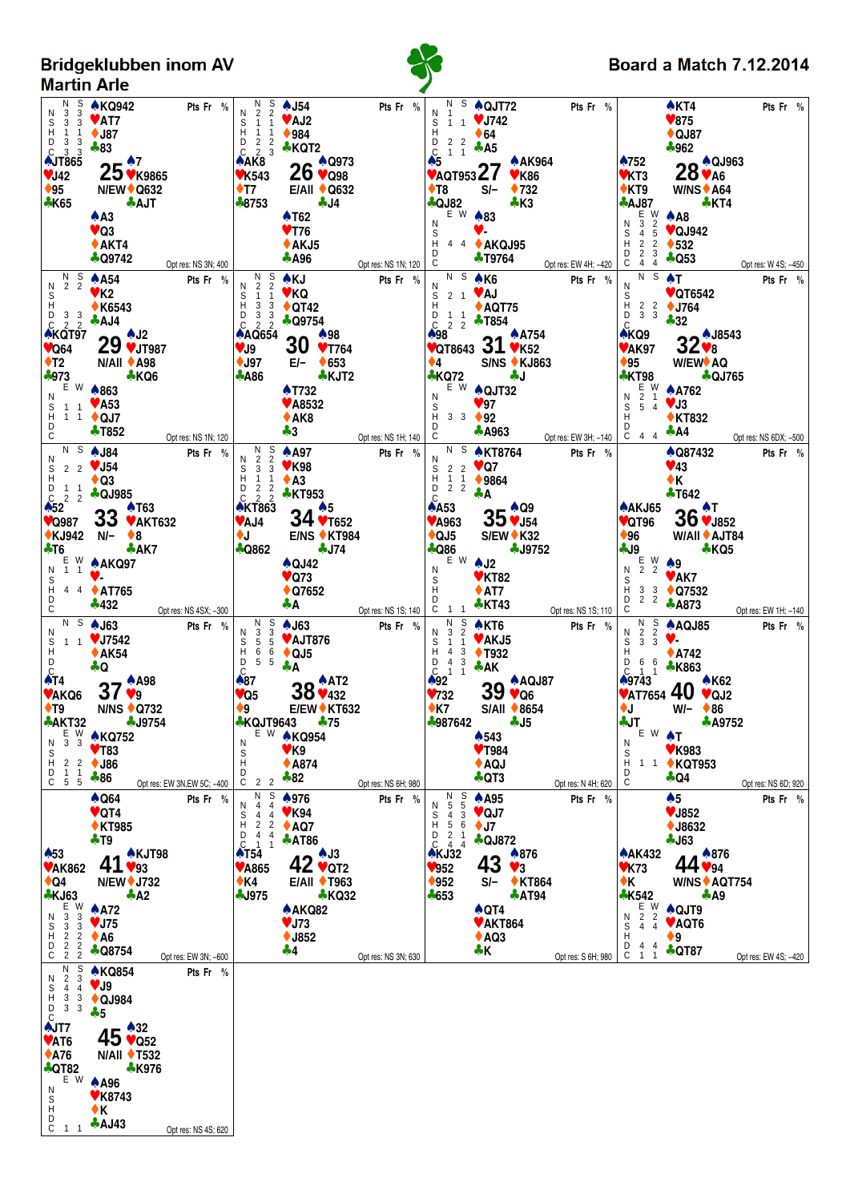# Bridgeklubben inom AV

**Martin Arle**

**Board a Match 7.12.2014**

## Board 25 — N/EW

| North | West | East | South |
|---|---|---|---|
| ♠KQ942 ♥AT7 ♦J87 ♣83 | ♠JT865 ♥J42 ♦95 ♣K65 | ♠7 ♥K9865 ♦Q632 ♣AJT | ♠A3 ♥Q3 ♦AKT4 ♣Q9742 |

| | N | S | E | W |
|---|---|---|---|---|
| N | 3 | 3 | | |
| S | 3 | 3 | | |
| H | 1 | 1 | | |
| D | 3 | 3 | | |
| C | 3 | 3 | | |

Opt res: NS 3N; 400

## Board 26 — E/All

| North | West | East | South |
|---|---|---|---|
| ♠J54 ♥AJ2 ♦984 ♣KQT2 | ♠AK8 ♥K543 ♦T7 ♣8753 | ♠Q973 ♥Q98 ♦Q632 ♣J4 | ♠T62 ♥T76 ♦AKJ5 ♣A96 |

| | N | S | E | W |
|---|---|---|---|---|
| N | 2 | 2 | | |
| S | 1 | 1 | | |
| H | 1 | 1 | | |
| D | 2 | 2 | | |
| C | 2 | 3 | | |

Opt res: NS 1N; 120

## Board 27 — S/–

| North | West | East | South |
|---|---|---|---|
| ♠QJT72 ♥J742 ♦64 ♣A5 | ♠5 ♥AQT953 ♦T8 ♣QJ82 | ♠AK964 ♥K86 ♦732 ♣K3 | ♠83 ♥- ♦AKQJ95 ♣T9764 |

| | N | S | E | W |
|---|---|---|---|---|
| N | 1 | | | |
| S | 1 | 1 | | |
| H | | | 4 | 4 |
| D | 2 | 2 | | |
| C | 1 | 1 | | |

Opt res: EW 4H; -420

## Board 28 — W/NS

| North | West | East | South |
|---|---|---|---|
| ♠KT4 ♥875 ♦QJ87 ♣962 | ♠752 ♥KT3 ♦KT9 ♣AJ87 | ♠QJ963 ♥A6 ♦A64 ♣KT4 | ♠A8 ♥QJ942 ♦532 ♣Q53 |

| | N | S | E | W |
|---|---|---|---|---|
| N | | | 3 | 2 |
| S | | | 4 | 5 |
| H | | | 2 | 2 |
| D | | | 2 | 3 |
| C | | | 4 | 4 |

Opt res: W 4S; -450

## Board 29 — N/All

| North | West | East | South |
|---|---|---|---|
| ♠A54 ♥K2 ♦K6543 ♣AJ4 | ♠KQT97 ♥Q64 ♦T2 ♣973 | ♠J2 ♥JT987 ♦A98 ♣KQ6 | ♠863 ♥A53 ♦QJ7 ♣T852 |

| | N | S | E | W |
|---|---|---|---|---|
| N | 2 | 2 | | |
| S | | | 1 | 1 |
| H | | | 1 | 1 |
| D | 3 | 3 | | |
| C | 2 | 2 | | |

Opt res: NS 1N; 120

## Board 30 — E/–

| North | West | East | South |
|---|---|---|---|
| ♠KJ ♥KQ ♦QT42 ♣Q9754 | ♠AQ654 ♥J9 ♦J97 ♣A86 | ♠98 ♥T764 ♦653 ♣KJT2 | ♠T732 ♥A8532 ♦AK8 ♣3 |

| | N | S | E | W |
|---|---|---|---|---|
| N | 2 | 2 | | |
| S | 1 | 1 | | |
| H | 3 | 3 | | |
| D | 3 | 3 | | |
| C | 2 | 2 | | |

Opt res: NS 1H; 140

## Board 31 — S/NS

| North | West | East | South |
|---|---|---|---|
| ♠K6 ♥AJ ♦AQT75 ♣T854 | ♠98 ♥QT8643 ♦4 ♣KQ72 | ♠A754 ♥K52 ♦KJ863 ♣J | ♠QJT32 ♥97 ♦92 ♣A963 |

| | N | S | E | W |
|---|---|---|---|---|
| N | | | | |
| S | 2 | 1 | | |
| H | | | 3 | 3 |
| D | 1 | 1 | | |
| C | 2 | 2 | | |

Opt res: EW 3H; -140

## Board 32 — W/EW

| North | West | East | South |
|---|---|---|---|
| ♠T ♥QT6542 ♦J764 ♣32 | ♠KQ9 ♥AK97 ♦95 ♣KT98 | ♠J8543 ♥8 ♦AQ ♣QJ765 | ♠A762 ♥J3 ♦KT832 ♣A4 |

| | N | S | E | W |
|---|---|---|---|---|
| N | | | 2 | 1 |
| S | | | 5 | 4 |
| H | 2 | 2 | | |
| D | 3 | 3 | | |
| C | | | 4 | 4 |

Opt res: NS 6DX; -500

## Board 33 — N/NS

| North | West | East | South |
|---|---|---|---|
| ♠J84 ♥J54 ♦Q3 ♣QJ985 | ♠52 ♥Q987 ♦KJ942 ♣T6 | ♠T63 ♥AKT632 ♦8 ♣AK7 | ♠AKQ97 ♥- ♦AT765 ♣432 |

| | N | S | E | W |
|---|---|---|---|---|
| N | | | 1 | 1 |
| S | 2 | 2 | | |
| H | | | 4 | 4 |
| D | 1 | 1 | | |
| C | 2 | 2 | | |

Opt res: NS 4SX; -300

## Board 34 — E/EW

| North | West | East | South |
|---|---|---|---|
| ♠A97 ♥K98 ♦A3 ♣KT953 | ♠KT863 ♥AJ4 ♦J ♣Q862 | ♠5 ♥T652 ♦KT984 ♣J74 | ♠QJ42 ♥Q73 ♦Q7652 ♣A |

| | N | S | E | W |
|---|---|---|---|---|
| N | 2 | 2 | | |
| S | 3 | 3 | | |
| H | 1 | 1 | | |
| D | 2 | 2 | | |
| C | 2 | 2 | | |

Opt res: NS 1S; 140

## Board 35 — S/EW

| North | West | East | South |
|---|---|---|---|
| ♠KT8764 ♥Q7 ♦9864 ♣A | ♠A53 ♥A963 ♦QJ5 ♣Q86 | ♠Q9 ♥J54 ♦K32 ♣J9752 | ♠J2 ♥KT82 ♦AT7 ♣KT43 |

| | N | S | E | W |
|---|---|---|---|---|
| N | | | | |
| S | 2 | 2 | | |
| H | 1 | 1 | | |
| D | 2 | 2 | | |
| C | | | 1 | 1 |

Opt res: NS 1S; 110

## Board 36 — W/All

| North | West | East | South |
|---|---|---|---|
| ♠Q87432 ♥43 ♦K ♣T642 | ♠AKJ65 ♥QT96 ♦96 ♣J9 | ♠T ♥J852 ♦AJT84 ♣KQ5 | ♠9 ♥AK7 ♦Q7532 ♣A873 |

| | N | S | E | W |
|---|---|---|---|---|
| N | | | 2 | 2 |
| S | | | | |
| H | | | 3 | 3 |
| D | | | 2 | 2 |
| C | | | | |

Opt res: EW 1H; -140

## Board 37 — N/NS

| North | West | East | South |
|---|---|---|---|
| ♠J63 ♥J7542 ♦AK54 ♣Q | ♠T4 ♥AKQ6 ♦T9 ♣AKT32 | ♠A98 ♥9 ♦Q732 ♣J9754 | ♠KQ752 ♥T83 ♦J86 ♣86 |

| | N | S | E | W |
|---|---|---|---|---|
| N | | | 3 | 3 |
| S | 1 | 1 | | |
| H | | | 2 | 2 |
| D | | | 1 | 1 |
| C | | | 5 | 5 |

Opt res: EW 3N,EW 5C; -400

## Board 38 — E/EW

| North | West | East | South |
|---|---|---|---|
| ♠J63 ♥AJT876 ♦QJ5 ♣A | ♠87 ♥Q5 ♦9 ♣KQJT9643 | ♠AT2 ♥432 ♦KT632 ♣75 | ♠KQ954 ♥K9 ♦A874 ♣82 |

| | N | S | E | W |
|---|---|---|---|---|
| N | 3 | 3 | | |
| S | 5 | 5 | | |
| H | 6 | 6 | | |
| D | 5 | 5 | | |
| C | | | 2 | 2 |

Opt res: NS 6H; 980

## Board 39 — S/All

| North | West | East | South |
|---|---|---|---|
| ♠KT6 ♥AKJ5 ♦T932 ♣AK | ♠92 ♥732 ♦K7 ♣987642 | ♠AQJ87 ♥Q6 ♦8654 ♣J5 | ♠543 ♥T984 ♦AQJ ♣QT3 |

| | N | S | E | W |
|---|---|---|---|---|
| N | 3 | 2 | | |
| S | 1 | 1 | | |
| H | 4 | 3 | | |
| D | 4 | 3 | | |
| C | 1 | 1 | | |

Opt res: N 4H; 620

## Board 40 — W/–

| North | West | East | South |
|---|---|---|---|
| ♠AQJ85 ♥- ♦A742 ♣K863 | ♠9743 ♥AT7654 ♦J ♣JT | ♠K62 ♥QJ2 ♦86 ♣A9752 | ♠T ♥K983 ♦KQT953 ♣Q4 |

| | N | S | E | W |
|---|---|---|---|---|
| N | 2 | 2 | | |
| S | 3 | 3 | | |
| H | | | 1 | 1 |
| D | 6 | 6 | | |
| C | 1 | 1 | | |

Opt res: NS 6D; 920

## Board 41 — N/EW

| North | West | East | South |
|---|---|---|---|
| ♠Q64 ♥QT4 ♦KT985 ♣T9 | ♠53 ♥AK862 ♦Q4 ♣KJ63 | ♠KJT98 ♥93 ♦J732 ♣A2 | ♠A72 ♥J75 ♦A6 ♣Q8754 |

| | N | S | E | W |
|---|---|---|---|---|
| N | | | 3 | 3 |
| S | | | 3 | 3 |
| H | | | 2 | 2 |
| D | | | 2 | 2 |
| C | | | 2 | 2 |

Opt res: EW 3N; -600

## Board 42 — E/All

| North | West | East | South |
|---|---|---|---|
| ♠976 ♥K94 ♦AQ7 ♣AT86 | ♠T54 ♥A865 ♦K4 ♣J975 | ♠J3 ♥QT2 ♦T963 ♣KQ32 | ♠AKQ82 ♥J73 ♦J852 ♣4 |

| | N | S | E | W |
|---|---|---|---|---|
| N | 4 | 4 | | |
| S | 4 | 4 | | |
| H | 2 | 2 | | |
| D | 4 | 4 | | |
| C | 1 | 1 | | |

Opt res: NS 3N; 630

## Board 43 — S/–

| North | West | East | South |
|---|---|---|---|
| ♠A95 ♥QJ7 ♦J7 ♣QJ872 | ♠KJ32 ♥952 ♦952 ♣653 | ♠876 ♥3 ♦KT864 ♣AT94 | ♠QT4 ♥AKT864 ♦AQ3 ♣K |

| | N | S | E | W |
|---|---|---|---|---|
| N | 5 | 5 | | |
| S | 4 | 3 | | |
| H | 5 | 6 | | |
| D | 2 | 1 | | |
| C | 4 | 4 | | |

Opt res: S 6H; 980

## Board 44 — W/NS

| North | West | East | South |
|---|---|---|---|
| ♠5 ♥J852 ♦J8632 ♣J63 | ♠AK432 ♥K73 ♦K ♣K542 | ♠876 ♥94 ♦AQT754 ♣A9 | ♠QJT9 ♥AQT6 ♦9 ♣QT87 |

| | N | S | E | W |
|---|---|---|---|---|
| N | | | 2 | 2 |
| S | | | 4 | 4 |
| H | | | | |
| D | | | 4 | 4 |
| C | | | 1 | 1 |

Opt res: EW 4S; -420

## Board 45 — N/All

| North | West | East | South |
|---|---|---|---|
| ♠KQ854 ♥J9 ♦QJ984 ♣5 | ♠JT7 ♥AT6 ♦A76 ♣QT82 | ♠32 ♥Q52 ♦T532 ♣K976 | ♠A96 ♥K8743 ♦K ♣AJ43 |

| | N | S | E | W |
|---|---|---|---|---|
| N | 2 | 3 | | |
| S | 4 | 4 | | |
| H | 3 | 3 | | |
| D | 3 | 3 | | |
| C | | | 1 | 1 |

Opt res: NS 4S; 620